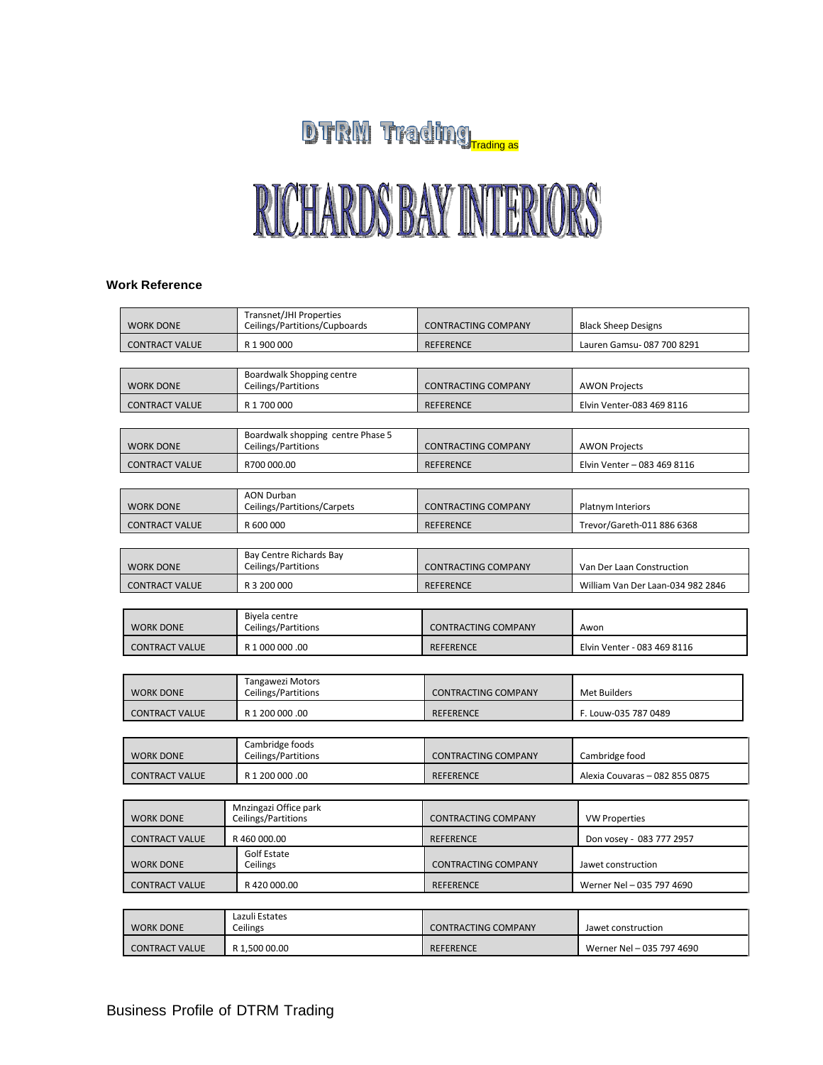# DTRM Trading Trading as

# RICHARDS BAY INTERIORS

**Work Reference**

| WORK DONE | Transnet/JHI Properties Ceilings/Partitions/Cupboards | CONTRACTING COMPANY | Black Sheep Designs |
|---|---|---|---|
| CONTRACT VALUE | R 1 900 000 | REFERENCE | Lauren Gamsu- 087 700 8291 |

| WORK DONE | Boardwalk Shopping centre Ceilings/Partitions | CONTRACTING COMPANY | AWON Projects |
|---|---|---|---|
| CONTRACT VALUE | R 1 700 000 | REFERENCE | Elvin Venter-083 469 8116 |

| WORK DONE | Boardwalk shopping centre Phase 5 Ceilings/Partitions | CONTRACTING COMPANY | AWON Projects |
|---|---|---|---|
| CONTRACT VALUE | R700 000.00 | REFERENCE | Elvin Venter – 083 469 8116 |

| WORK DONE | AON Durban Ceilings/Partitions/Carpets | CONTRACTING COMPANY | Platnym Interiors |
|---|---|---|---|
| CONTRACT VALUE | R 600 000 | REFERENCE | Trevor/Gareth-011 886 6368 |

| WORK DONE | Bay Centre Richards Bay Ceilings/Partitions | CONTRACTING COMPANY | Van Der Laan Construction |
|---|---|---|---|
| CONTRACT VALUE | R 3 200 000 | REFERENCE | William Van Der Laan-034 982 2846 |

| WORK DONE | Biyela centre Ceilings/Partitions | CONTRACTING COMPANY | Awon |
|---|---|---|---|
| CONTRACT VALUE | R 1 000 000 .00 | REFERENCE | Elvin Venter - 083 469 8116 |

| WORK DONE | Tangawezi Motors Ceilings/Partitions | CONTRACTING COMPANY | Met Builders |
|---|---|---|---|
| CONTRACT VALUE | R 1 200 000 .00 | REFERENCE | F. Louw-035 787 0489 |

| WORK DONE | Cambridge foods Ceilings/Partitions | CONTRACTING COMPANY | Cambridge food |
|---|---|---|---|
| CONTRACT VALUE | R 1 200 000 .00 | REFERENCE | Alexia Couvaras – 082 855 0875 |

| WORK DONE | Mnzingazi Office park Ceilings/Partitions | CONTRACTING COMPANY | VW Properties |
|---|---|---|---|
| CONTRACT VALUE | R 460 000.00 | REFERENCE | Don vosey - 083 777 2957 |
| WORK DONE | Golf Estate Ceilings | CONTRACTING COMPANY | Jawet construction |
| CONTRACT VALUE | R 420 000.00 | REFERENCE | Werner Nel – 035 797 4690 |

| WORK DONE | Lazuli Estates Ceilings | CONTRACTING COMPANY | Jawet construction |
|---|---|---|---|
| CONTRACT VALUE | R 1,500 00.00 | REFERENCE | Werner Nel – 035 797 4690 |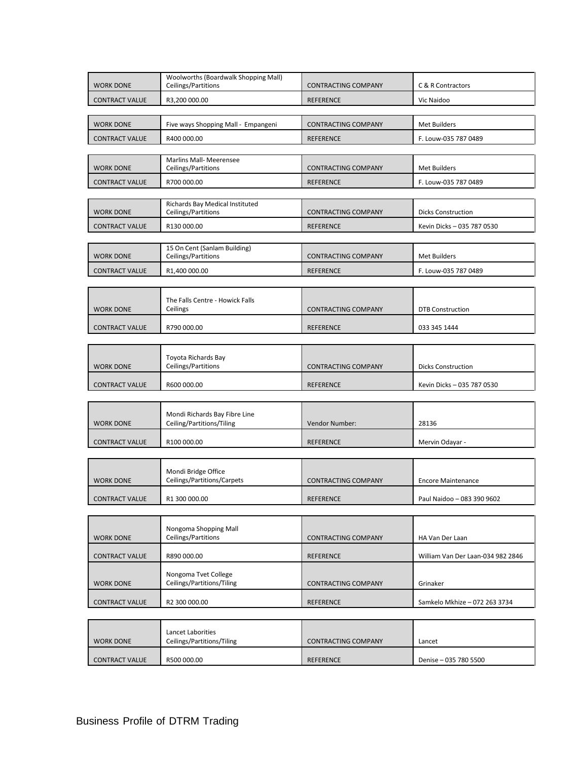| | | | |
|---|---|---|---|
| WORK DONE | Woolworths (Boardwalk Shopping Mall) Ceilings/Partitions | CONTRACTING COMPANY | C & R Contractors |
| CONTRACT VALUE | R3,200 000.00 | REFERENCE | Vic Naidoo |

| | | | |
|---|---|---|---|
| WORK DONE | Five ways Shopping Mall - Empangeni | CONTRACTING COMPANY | Met Builders |
| CONTRACT VALUE | R400 000.00 | REFERENCE | F. Louw-035 787 0489 |

| | | | |
|---|---|---|---|
| WORK DONE | Marlins Mall- Meerensee Ceilings/Partitions | CONTRACTING COMPANY | Met Builders |
| CONTRACT VALUE | R700 000.00 | REFERENCE | F. Louw-035 787 0489 |

| | | | |
|---|---|---|---|
| WORK DONE | Richards Bay Medical Instituted Ceilings/Partitions | CONTRACTING COMPANY | Dicks Construction |
| CONTRACT VALUE | R130 000.00 | REFERENCE | Kevin Dicks – 035 787 0530 |

| | | | |
|---|---|---|---|
| WORK DONE | 15 On Cent (Sanlam Building) Ceilings/Partitions | CONTRACTING COMPANY | Met Builders |
| CONTRACT VALUE | R1,400 000.00 | REFERENCE | F. Louw-035 787 0489 |

| | | | |
|---|---|---|---|
| WORK DONE | The Falls Centre - Howick Falls Ceilings | CONTRACTING COMPANY | DTB Construction |
| CONTRACT VALUE | R790 000.00 | REFERENCE | 033 345 1444 |

| | | | |
|---|---|---|---|
| WORK DONE | Toyota Richards Bay Ceilings/Partitions | CONTRACTING COMPANY | Dicks Construction |
| CONTRACT VALUE | R600 000.00 | REFERENCE | Kevin Dicks – 035 787 0530 |

| | | | |
|---|---|---|---|
| WORK DONE | Mondi Richards Bay Fibre Line Ceiling/Partitions/Tiling | Vendor Number: | 28136 |
| CONTRACT VALUE | R100 000.00 | REFERENCE | Mervin Odayar - |

| | | | |
|---|---|---|---|
| WORK DONE | Mondi Bridge Office Ceilings/Partitions/Carpets | CONTRACTING COMPANY | Encore Maintenance |
| CONTRACT VALUE | R1 300 000.00 | REFERENCE | Paul Naidoo – 083 390 9602 |

| | | | |
|---|---|---|---|
| WORK DONE | Nongoma Shopping Mall Ceilings/Partitions | CONTRACTING COMPANY | HA Van Der Laan |
| CONTRACT VALUE | R890 000.00 | REFERENCE | William Van Der Laan-034 982 2846 |
| WORK DONE | Nongoma Tvet College Ceilings/Partitions/Tiling | CONTRACTING COMPANY | Grinaker |
| CONTRACT VALUE | R2 300 000.00 | REFERENCE | Samkelo Mkhize – 072 263 3734 |

| | | | |
|---|---|---|---|
| WORK DONE | Lancet Laborities Ceilings/Partitions/Tiling | CONTRACTING COMPANY | Lancet |
| CONTRACT VALUE | R500 000.00 | REFERENCE | Denise – 035 780 5500 |